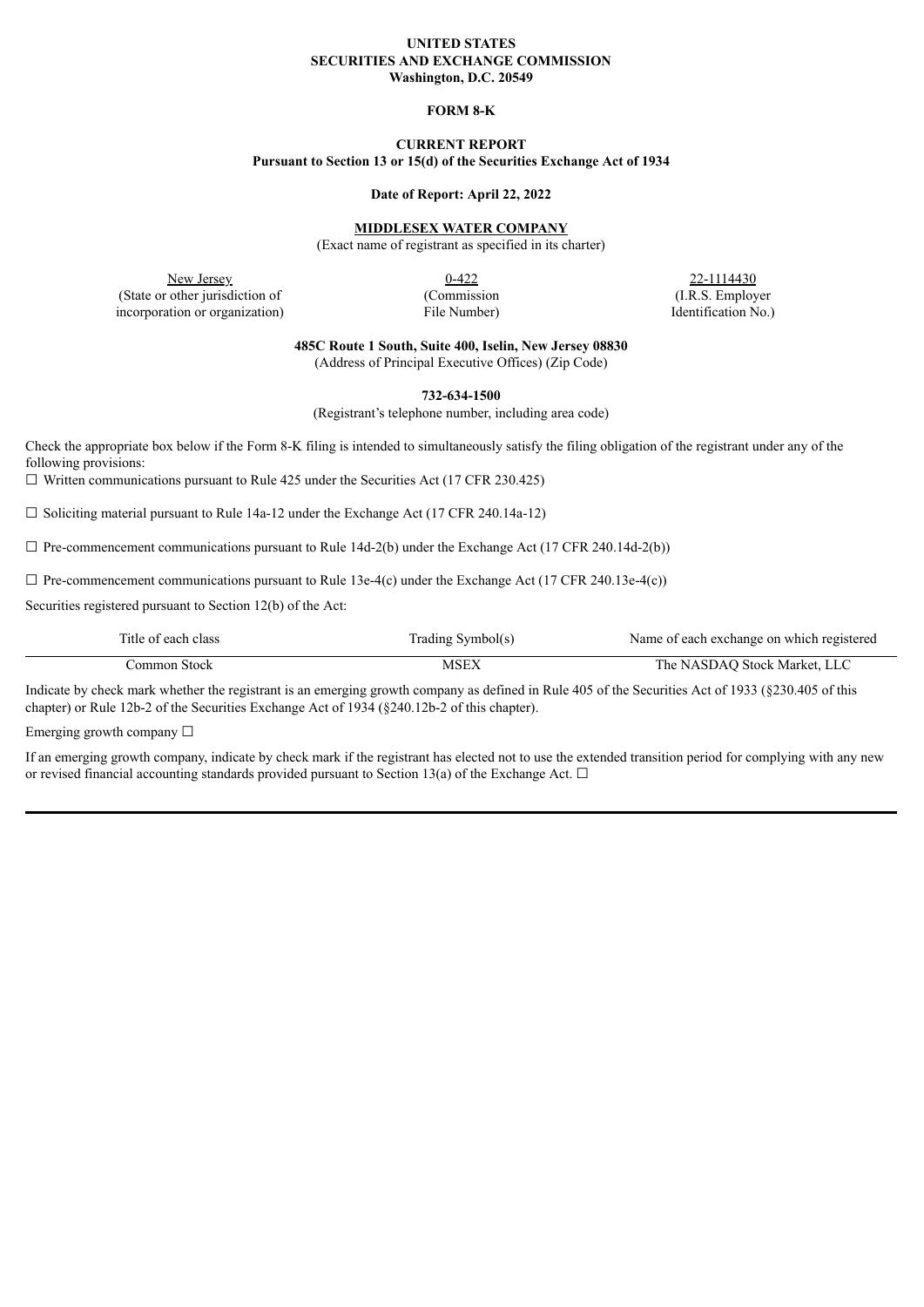**UNITED STATES**
**SECURITIES AND EXCHANGE COMMISSION**
**Washington, D.C. 20549**

**FORM 8-K**

**CURRENT REPORT**
**Pursuant to Section 13 or 15(d) of the Securities Exchange Act of 1934**

**Date of Report: April 22, 2022**

**MIDDLESEX WATER COMPANY**
(Exact name of registrant as specified in its charter)

| New Jersey | 0-422 | 22-1114430 |
|---|---|---|
| (State or other jurisdiction of incorporation or organization) | (Commission File Number) | (I.R.S. Employer Identification No.) |

**485C Route 1 South, Suite 400, Iselin, New Jersey 08830**
(Address of Principal Executive Offices) (Zip Code)

**732-634-1500**
(Registrant's telephone number, including area code)

Check the appropriate box below if the Form 8-K filing is intended to simultaneously satisfy the filing obligation of the registrant under any of the following provisions:

☐ Written communications pursuant to Rule 425 under the Securities Act (17 CFR 230.425)

☐ Soliciting material pursuant to Rule 14a-12 under the Exchange Act (17 CFR 240.14a-12)

☐ Pre-commencement communications pursuant to Rule 14d-2(b) under the Exchange Act (17 CFR 240.14d-2(b))

☐ Pre-commencement communications pursuant to Rule 13e-4(c) under the Exchange Act (17 CFR 240.13e-4(c))

Securities registered pursuant to Section 12(b) of the Act:

| Title of each class | Trading Symbol(s) | Name of each exchange on which registered |
|---|---|---|
| Common Stock | MSEX | The NASDAQ Stock Market, LLC |

Indicate by check mark whether the registrant is an emerging growth company as defined in Rule 405 of the Securities Act of 1933 (§230.405 of this chapter) or Rule 12b-2 of the Securities Exchange Act of 1934 (§240.12b-2 of this chapter).

Emerging growth company ☐

If an emerging growth company, indicate by check mark if the registrant has elected not to use the extended transition period for complying with any new or revised financial accounting standards provided pursuant to Section 13(a) of the Exchange Act. ☐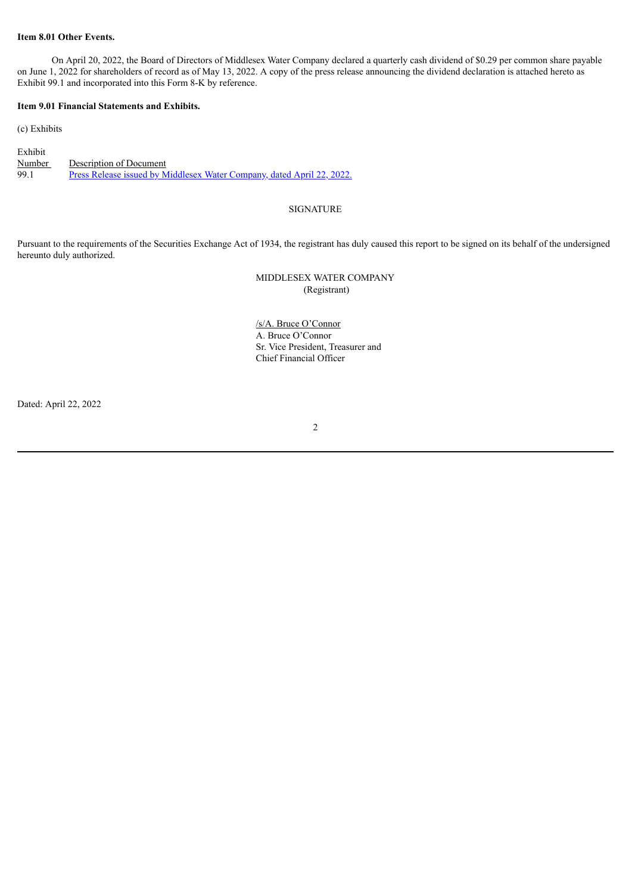**Item 8.01 Other Events.**

On April 20, 2022, the Board of Directors of Middlesex Water Company declared a quarterly cash dividend of $0.29 per common share payable on June 1, 2022 for shareholders of record as of May 13, 2022. A copy of the press release announcing the dividend declaration is attached hereto as Exhibit 99.1 and incorporated into this Form 8-K by reference.

**Item 9.01 Financial Statements and Exhibits.**

(c) Exhibits

| Exhibit Number | Description of Document |
|---|---|
| 99.1 | Press Release issued by Middlesex Water Company, dated April 22, 2022. |

SIGNATURE

Pursuant to the requirements of the Securities Exchange Act of 1934, the registrant has duly caused this report to be signed on its behalf of the undersigned hereunto duly authorized.

MIDDLESEX WATER COMPANY
(Registrant)

/s/A. Bruce O'Connor
A. Bruce O'Connor
Sr. Vice President, Treasurer and
Chief Financial Officer

Dated: April 22, 2022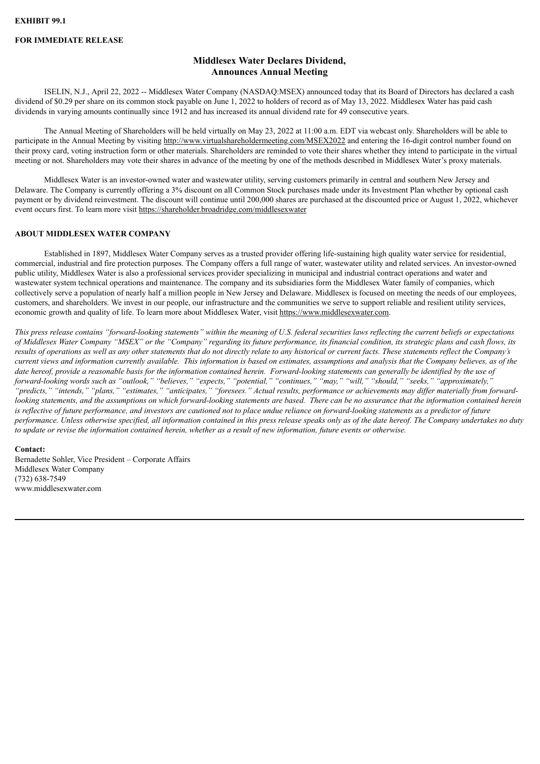**EXHIBIT 99.1**

**FOR IMMEDIATE RELEASE**

## Middlesex Water Declares Dividend, Announces Annual Meeting

ISELIN, N.J., April 22, 2022 -- Middlesex Water Company (NASDAQ:MSEX) announced today that its Board of Directors has declared a cash dividend of $0.29 per share on its common stock payable on June 1, 2022 to holders of record as of May 13, 2022. Middlesex Water has paid cash dividends in varying amounts continually since 1912 and has increased its annual dividend rate for 49 consecutive years.

The Annual Meeting of Shareholders will be held virtually on May 23, 2022 at 11:00 a.m. EDT via webcast only. Shareholders will be able to participate in the Annual Meeting by visiting http://www.virtualshareholdermeeting.com/MSEX2022 and entering the 16-digit control number found on their proxy card, voting instruction form or other materials. Shareholders are reminded to vote their shares whether they intend to participate in the virtual meeting or not. Shareholders may vote their shares in advance of the meeting by one of the methods described in Middlesex Water's proxy materials.

Middlesex Water is an investor-owned water and wastewater utility, serving customers primarily in central and southern New Jersey and Delaware. The Company is currently offering a 3% discount on all Common Stock purchases made under its Investment Plan whether by optional cash payment or by dividend reinvestment. The discount will continue until 200,000 shares are purchased at the discounted price or August 1, 2022, whichever event occurs first. To learn more visit https://shareholder.broadridge.com/middlesexwater

**ABOUT MIDDLESEX WATER COMPANY**

Established in 1897, Middlesex Water Company serves as a trusted provider offering life-sustaining high quality water service for residential, commercial, industrial and fire protection purposes. The Company offers a full range of water, wastewater utility and related services. An investor-owned public utility, Middlesex Water is also a professional services provider specializing in municipal and industrial contract operations and water and wastewater system technical operations and maintenance. The company and its subsidiaries form the Middlesex Water family of companies, which collectively serve a population of nearly half a million people in New Jersey and Delaware. Middlesex is focused on meeting the needs of our employees, customers, and shareholders. We invest in our people, our infrastructure and the communities we serve to support reliable and resilient utility services, economic growth and quality of life. To learn more about Middlesex Water, visit https://www.middlesexwater.com.

*This press release contains "forward-looking statements" within the meaning of U.S. federal securities laws reflecting the current beliefs or expectations of Middlesex Water Company "MSEX" or the "Company" regarding its future performance, its financial condition, its strategic plans and cash flows, its results of operations as well as any other statements that do not directly relate to any historical or current facts. These statements reflect the Company's current views and information currently available. This information is based on estimates, assumptions and analysis that the Company believes, as of the date hereof, provide a reasonable basis for the information contained herein. Forward-looking statements can generally be identified by the use of forward-looking words such as "outlook," "believes," "expects," "potential," "continues," "may," "will," "should," "seeks," "approximately," "predicts," "intends," "plans," "estimates," "anticipates," "foresees." Actual results, performance or achievements may differ materially from forward-looking statements, and the assumptions on which forward-looking statements are based. There can be no assurance that the information contained herein is reflective of future performance, and investors are cautioned not to place undue reliance on forward-looking statements as a predictor of future performance. Unless otherwise specified, all information contained in this press release speaks only as of the date hereof. The Company undertakes no duty to update or revise the information contained herein, whether as a result of new information, future events or otherwise.*

**Contact:**
Bernadette Sohler, Vice President – Corporate Affairs
Middlesex Water Company
(732) 638-7549
www.middlesexwater.com